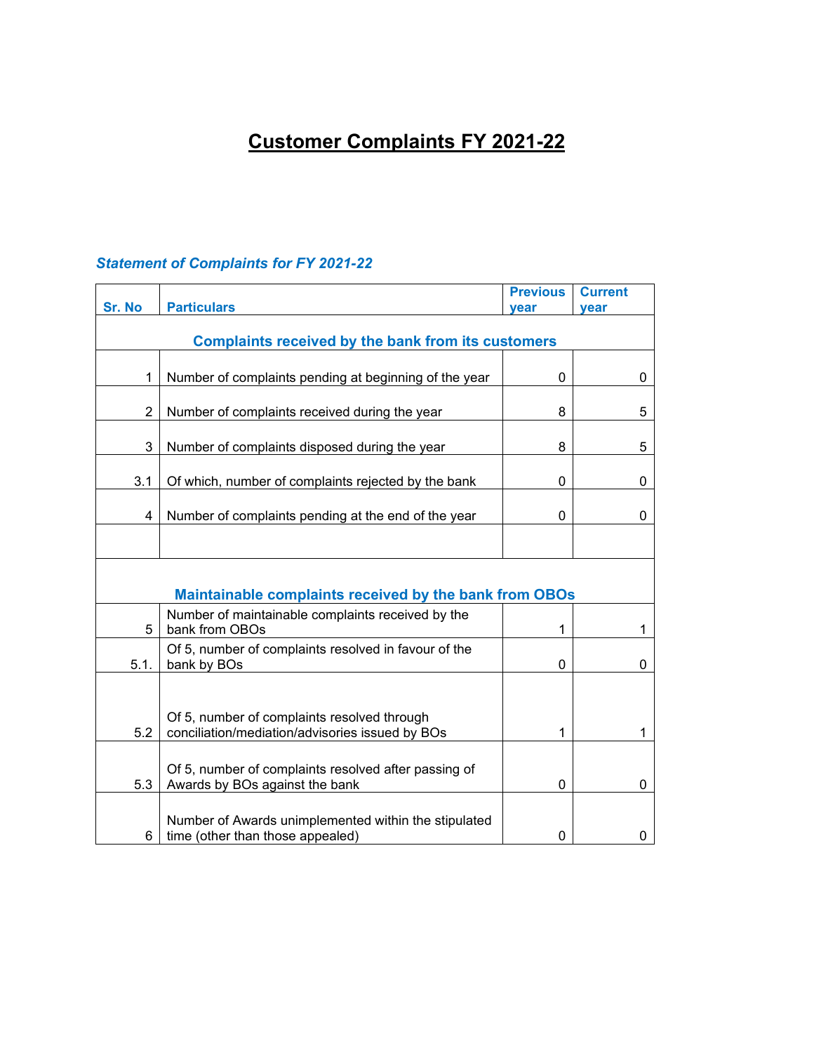# Customer Complaints FY 2021-22

### *Statement of Complaints for FY 2021-22*

| Sr. No | Particulars | Previous year | Current year |
|---|---|---|---|
| | **Complaints received by the bank from its customers** | | |
| 1 | Number of complaints pending at beginning of the year | 0 | 0 |
| 2 | Number of complaints received during the year | 8 | 5 |
| 3 | Number of complaints disposed during the year | 8 | 5 |
| 3.1 | Of which, number of complaints rejected by the bank | 0 | 0 |
| 4 | Number of complaints pending at the end of the year | 0 | 0 |
| | | | |
| | **Maintainable complaints received by the bank from OBOs** | | |
| 5 | Number of maintainable complaints received by the bank from OBOs | 1 | 1 |
| 5.1. | Of 5, number of complaints resolved in favour of the bank by BOs | 0 | 0 |
| 5.2 | Of 5, number of complaints resolved through conciliation/mediation/advisories issued by BOs | 1 | 1 |
| 5.3 | Of 5, number of complaints resolved after passing of Awards by BOs against the bank | 0 | 0 |
| 6 | Number of Awards unimplemented within the stipulated time (other than those appealed) | 0 | 0 |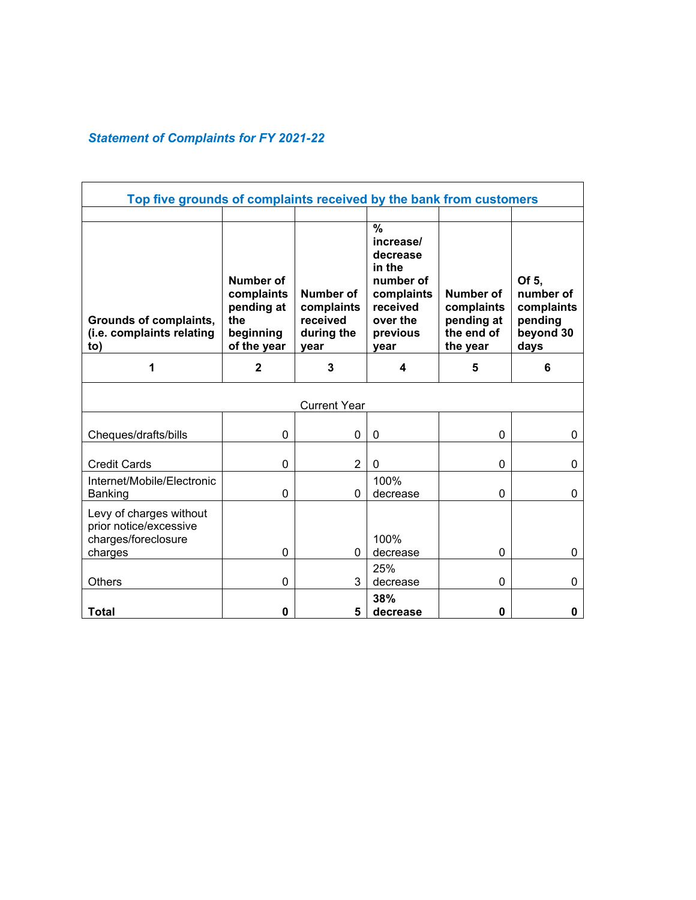*Statement of Complaints for FY 2021-22*

| Top five grounds of complaints received by the bank from customers | | | | | |
|---|---|---|---|---|---|
| **Grounds of complaints, (i.e. complaints relating to)** | **Number of complaints pending at the beginning of the year** | **Number of complaints received during the year** | **% increase/ decrease in the number of complaints received over the previous year** | **Number of complaints pending at the end of the year** | **Of 5, number of complaints pending beyond 30 days** |
| **1** | **2** | **3** | **4** | **5** | **6** |
| Current Year | | | | | |
| Cheques/drafts/bills | 0 | 0 | 0 | 0 | 0 |
| Credit Cards | 0 | 2 | 0 | 0 | 0 |
| Internet/Mobile/Electronic Banking | 0 | 0 | 100% decrease | 0 | 0 |
| Levy of charges without prior notice/excessive charges/foreclosure charges | 0 | 0 | 100% decrease | 0 | 0 |
| Others | 0 | 3 | 25% decrease | 0 | 0 |
| **Total** | **0** | **5** | **38% decrease** | **0** | **0** |